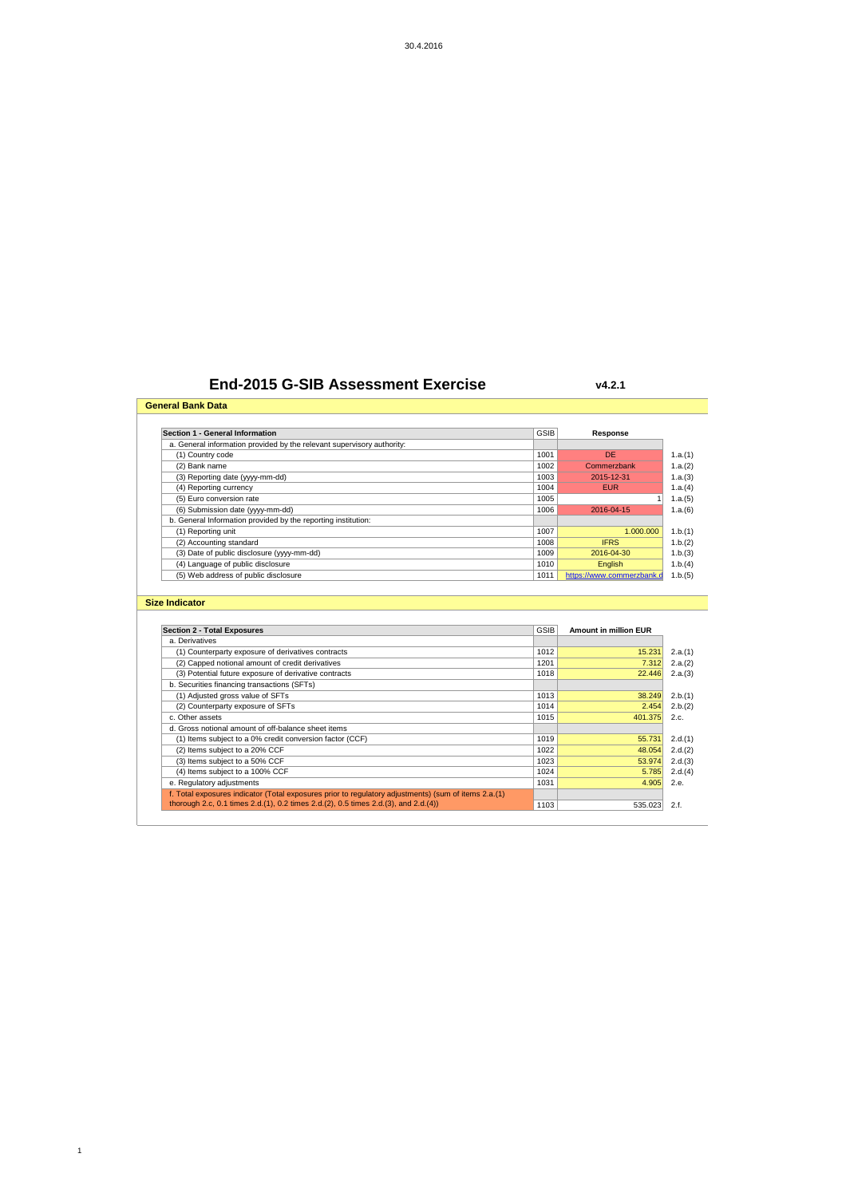30.4.2016

# End-2015 G-SIB Assessment Exercise

v4.2.1

## General Bank Data

| Section 1 - General Information | GSIB | Response | |
|---|---|---|---|
| a. General information provided by the relevant supervisory authority: | | | |
| (1) Country code | 1001 | DE | 1.a.(1) |
| (2) Bank name | 1002 | Commerzbank | 1.a.(2) |
| (3) Reporting date (yyyy-mm-dd) | 1003 | 2015-12-31 | 1.a.(3) |
| (4) Reporting currency | 1004 | EUR | 1.a.(4) |
| (5) Euro conversion rate | 1005 | 1 | 1.a.(5) |
| (6) Submission date (yyyy-mm-dd) | 1006 | 2016-04-15 | 1.a.(6) |
| b. General Information provided by the reporting institution: | | | |
| (1) Reporting unit | 1007 | 1.000.000 | 1.b.(1) |
| (2) Accounting standard | 1008 | IFRS | 1.b.(2) |
| (3) Date of public disclosure (yyyy-mm-dd) | 1009 | 2016-04-30 | 1.b.(3) |
| (4) Language of public disclosure | 1010 | English | 1.b.(4) |
| (5) Web address of public disclosure | 1011 | https://www.commerzbank.d | 1.b.(5) |

## Size Indicator

| Section 2 - Total Exposures | GSIB | Amount in million EUR | |
|---|---|---|---|
| a. Derivatives | | | |
| (1) Counterparty exposure of derivatives contracts | 1012 | 15.231 | 2.a.(1) |
| (2) Capped notional amount of credit derivatives | 1201 | 7.312 | 2.a.(2) |
| (3) Potential future exposure of derivative contracts | 1018 | 22.446 | 2.a.(3) |
| b. Securities financing transactions (SFTs) | | | |
| (1) Adjusted gross value of SFTs | 1013 | 38.249 | 2.b.(1) |
| (2) Counterparty exposure of SFTs | 1014 | 2.454 | 2.b.(2) |
| c. Other assets | 1015 | 401.375 | 2.c. |
| d. Gross notional amount of off-balance sheet items | | | |
| (1) Items subject to a 0% credit conversion factor (CCF) | 1019 | 55.731 | 2.d.(1) |
| (2) Items subject to a 20% CCF | 1022 | 48.054 | 2.d.(2) |
| (3) Items subject to a 50% CCF | 1023 | 53.974 | 2.d.(3) |
| (4) Items subject to a 100% CCF | 1024 | 5.785 | 2.d.(4) |
| e. Regulatory adjustments | 1031 | 4.905 | 2.e. |
| f. Total exposures indicator (Total exposures prior to regulatory adjustments) (sum of items 2.a.(1) thorough 2.c, 0.1 times 2.d.(1), 0.2 times 2.d.(2), 0.5 times 2.d.(3), and 2.d.(4)) | 1103 | 535.023 | 2.f. |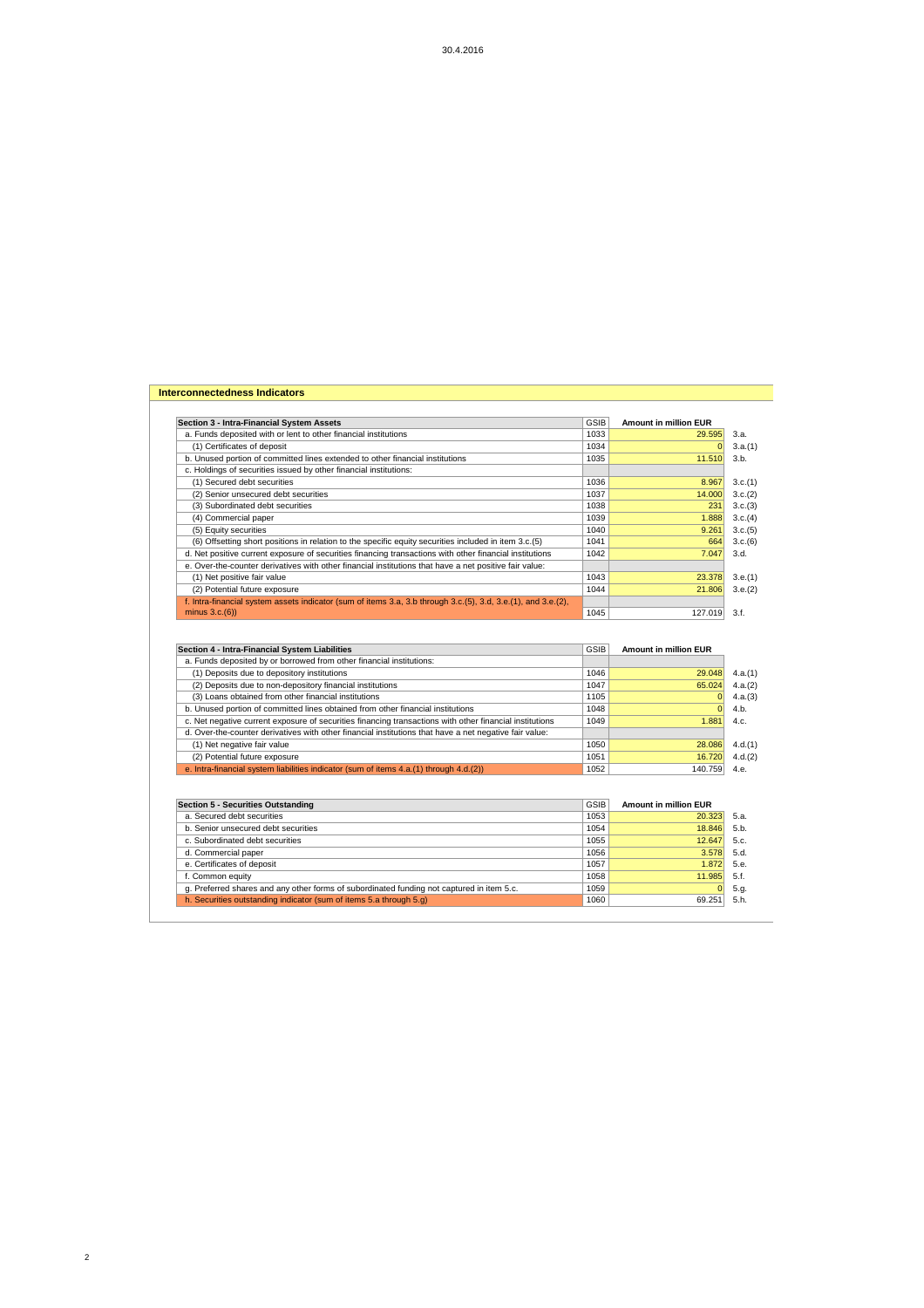30.4.2016

## Interconnectedness Indicators

| Section 3 - Intra-Financial System Assets | GSIB | Amount in million EUR | |
|---|---|---|---|
| a. Funds deposited with or lent to other financial institutions | 1033 | 29.595 | 3.a. |
| (1) Certificates of deposit | 1034 | 0 | 3.a.(1) |
| b. Unused portion of committed lines extended to other financial institutions | 1035 | 11.510 | 3.b. |
| c. Holdings of securities issued by other financial institutions: | | | |
| (1) Secured debt securities | 1036 | 8.967 | 3.c.(1) |
| (2) Senior unsecured debt securities | 1037 | 14.000 | 3.c.(2) |
| (3) Subordinated debt securities | 1038 | 231 | 3.c.(3) |
| (4) Commercial paper | 1039 | 1.888 | 3.c.(4) |
| (5) Equity securities | 1040 | 9.261 | 3.c.(5) |
| (6) Offsetting short positions in relation to the specific equity securities included in item 3.c.(5) | 1041 | 664 | 3.c.(6) |
| d. Net positive current exposure of securities financing transactions with other financial institutions | 1042 | 7.047 | 3.d. |
| e. Over-the-counter derivatives with other financial institutions that have a net positive fair value: | | | |
| (1) Net positive fair value | 1043 | 23.378 | 3.e.(1) |
| (2) Potential future exposure | 1044 | 21.806 | 3.e.(2) |
| f. Intra-financial system assets indicator (sum of items 3.a, 3.b through 3.c.(5), 3.d, 3.e.(1), and 3.e.(2), minus 3.c.(6)) | 1045 | 127.019 | 3.f. |

| Section 4 - Intra-Financial System Liabilities | GSIB | Amount in million EUR | |
|---|---|---|---|
| a. Funds deposited by or borrowed from other financial institutions: | | | |
| (1) Deposits due to depository institutions | 1046 | 29.048 | 4.a.(1) |
| (2) Deposits due to non-depository financial institutions | 1047 | 65.024 | 4.a.(2) |
| (3) Loans obtained from other financial institutions | 1105 | 0 | 4.a.(3) |
| b. Unused portion of committed lines obtained from other financial institutions | 1048 | 0 | 4.b. |
| c. Net negative current exposure of securities financing transactions with other financial institutions | 1049 | 1.881 | 4.c. |
| d. Over-the-counter derivatives with other financial institutions that have a net negative fair value: | | | |
| (1) Net negative fair value | 1050 | 28.086 | 4.d.(1) |
| (2) Potential future exposure | 1051 | 16.720 | 4.d.(2) |
| e. Intra-financial system liabilities indicator (sum of items 4.a.(1) through 4.d.(2)) | 1052 | 140.759 | 4.e. |

| Section 5 - Securities Outstanding | GSIB | Amount in million EUR | |
|---|---|---|---|
| a. Secured debt securities | 1053 | 20.323 | 5.a. |
| b. Senior unsecured debt securities | 1054 | 18.846 | 5.b. |
| c. Subordinated debt securities | 1055 | 12.647 | 5.c. |
| d. Commercial paper | 1056 | 3.578 | 5.d. |
| e. Certificates of deposit | 1057 | 1.872 | 5.e. |
| f. Common equity | 1058 | 11.985 | 5.f. |
| g. Preferred shares and any other forms of subordinated funding not captured in item 5.c. | 1059 | 0 | 5.g. |
| h. Securities outstanding indicator (sum of items 5.a through 5.g) | 1060 | 69.251 | 5.h. |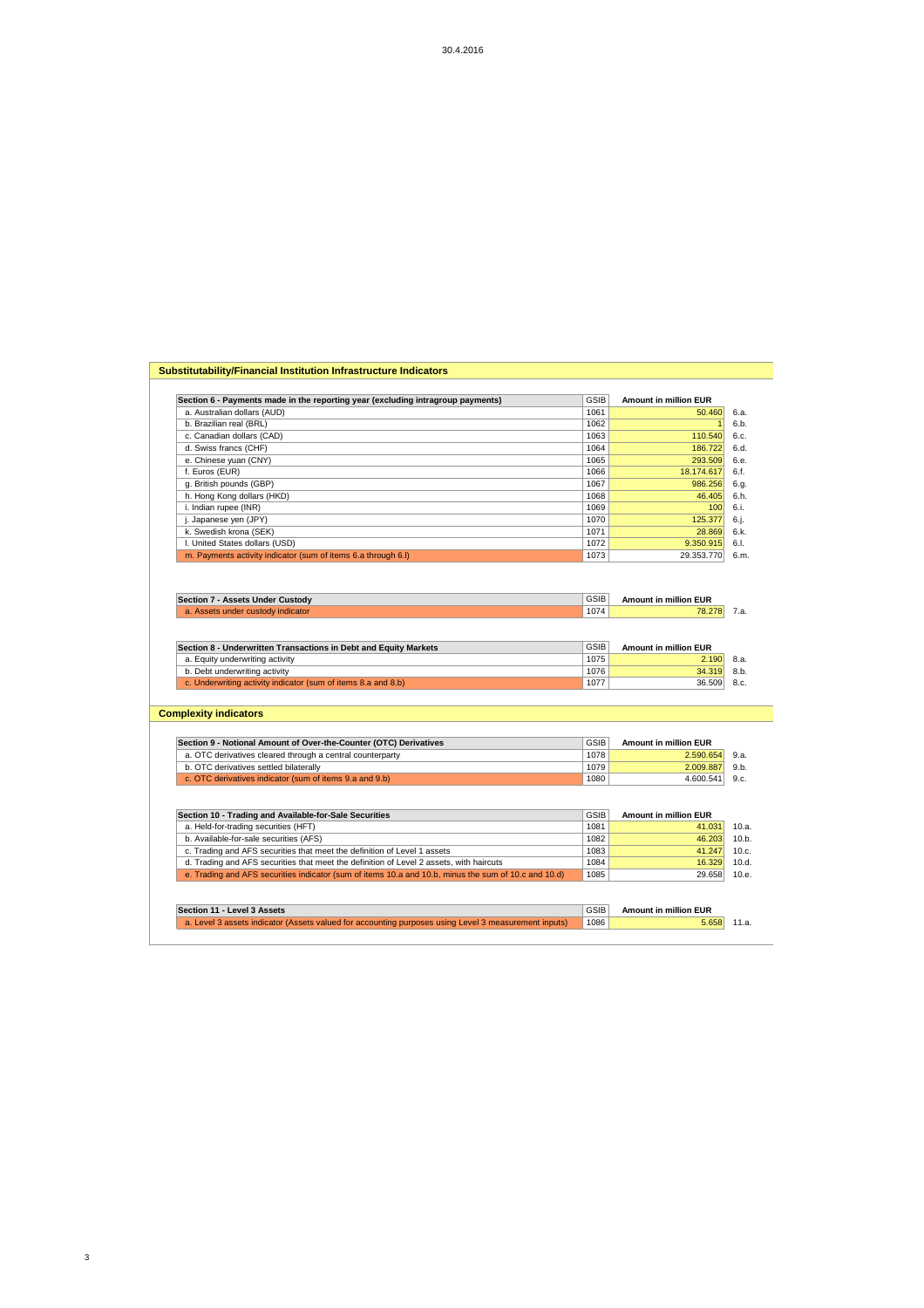## Substitutability/Financial Institution Infrastructure Indicators

| Section 6 - Payments made in the reporting year (excluding intragroup payments) | GSIB | Amount in million EUR | |
|---|---|---|---|
| a. Australian dollars (AUD) | 1061 | 50.460 | 6.a. |
| b. Brazilian real (BRL) | 1062 | 1 | 6.b. |
| c. Canadian dollars (CAD) | 1063 | 110.540 | 6.c. |
| d. Swiss francs (CHF) | 1064 | 186.722 | 6.d. |
| e. Chinese yuan (CNY) | 1065 | 293.509 | 6.e. |
| f. Euros (EUR) | 1066 | 18.174.617 | 6.f. |
| g. British pounds (GBP) | 1067 | 986.256 | 6.g. |
| h. Hong Kong dollars (HKD) | 1068 | 46.405 | 6.h. |
| i. Indian rupee (INR) | 1069 | 100 | 6.i. |
| j. Japanese yen (JPY) | 1070 | 125.377 | 6.j. |
| k. Swedish krona (SEK) | 1071 | 28.869 | 6.k. |
| l. United States dollars (USD) | 1072 | 9.350.915 | 6.l. |
| m. Payments activity indicator (sum of items 6.a through 6.l) | 1073 | 29.353.770 | 6.m. |

| Section 7 - Assets Under Custody | GSIB | Amount in million EUR | |
|---|---|---|---|
| a. Assets under custody indicator | 1074 | 78.278 | 7.a. |

| Section 8 - Underwritten Transactions in Debt and Equity Markets | GSIB | Amount in million EUR | |
|---|---|---|---|
| a. Equity underwriting activity | 1075 | 2.190 | 8.a. |
| b. Debt underwriting activity | 1076 | 34.319 | 8.b. |
| c. Underwriting activity indicator (sum of items 8.a and 8.b) | 1077 | 36.509 | 8.c. |

## Complexity indicators

| Section 9 - Notional Amount of Over-the-Counter (OTC) Derivatives | GSIB | Amount in million EUR | |
|---|---|---|---|
| a. OTC derivatives cleared through a central counterparty | 1078 | 2.590.654 | 9.a. |
| b. OTC derivatives settled bilaterally | 1079 | 2.009.887 | 9.b. |
| c. OTC derivatives indicator (sum of items 9.a and 9.b) | 1080 | 4.600.541 | 9.c. |

| Section 10 - Trading and Available-for-Sale Securities | GSIB | Amount in million EUR | |
|---|---|---|---|
| a. Held-for-trading securities (HFT) | 1081 | 41.031 | 10.a. |
| b. Available-for-sale securities (AFS) | 1082 | 46.203 | 10.b. |
| c. Trading and AFS securities that meet the definition of Level 1 assets | 1083 | 41.247 | 10.c. |
| d. Trading and AFS securities that meet the definition of Level 2 assets, with haircuts | 1084 | 16.329 | 10.d. |
| e. Trading and AFS securities indicator (sum of items 10.a and 10.b, minus the sum of 10.c and 10.d) | 1085 | 29.658 | 10.e. |

| Section 11 - Level 3 Assets | GSIB | Amount in million EUR | |
|---|---|---|---|
| a. Level 3 assets indicator (Assets valued for accounting purposes using Level 3 measurement inputs) | 1086 | 5.658 | 11.a. |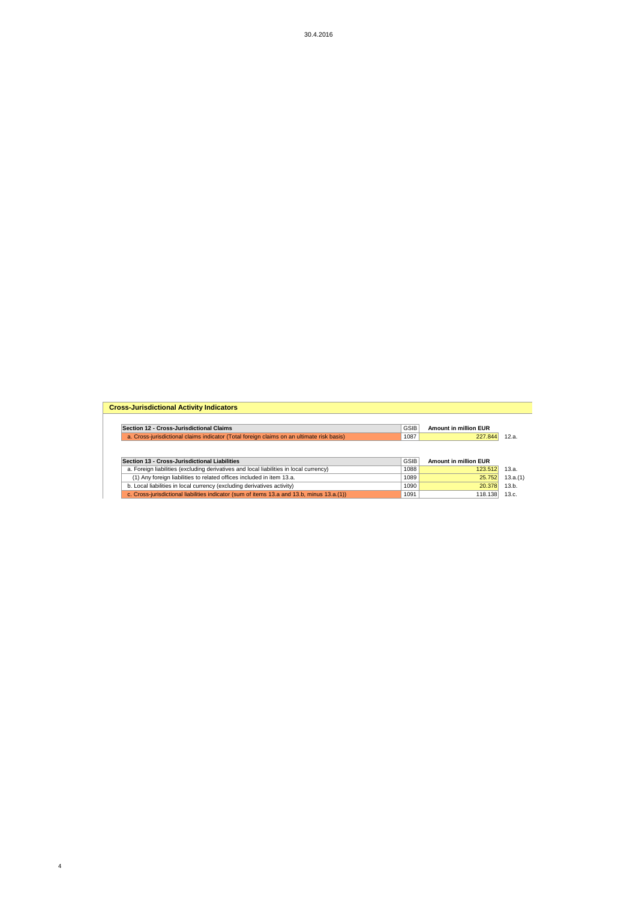30.4.2016

## Cross-Jurisdictional Activity Indicators

| Section 12 - Cross-Jurisdictional Claims | GSIB | Amount in million EUR | |
|---|---|---|---|
| a. Cross-jurisdictional claims indicator (Total foreign claims on an ultimate risk basis) | 1087 | 227.844 | 12.a. |

| Section 13 - Cross-Jurisdictional Liabilities | GSIB | Amount in million EUR | |
|---|---|---|---|
| a. Foreign liabilities (excluding derivatives and local liabilities in local currency) | 1088 | 123.512 | 13.a. |
| (1) Any foreign liabilities to related offices included in item 13.a. | 1089 | 25.752 | 13.a.(1) |
| b. Local liabilities in local currency (excluding derivatives activity) | 1090 | 20.378 | 13.b. |
| c. Cross-jurisdictional liabilities indicator (sum of items 13.a and 13.b, minus 13.a.(1)) | 1091 | 118.138 | 13.c. |